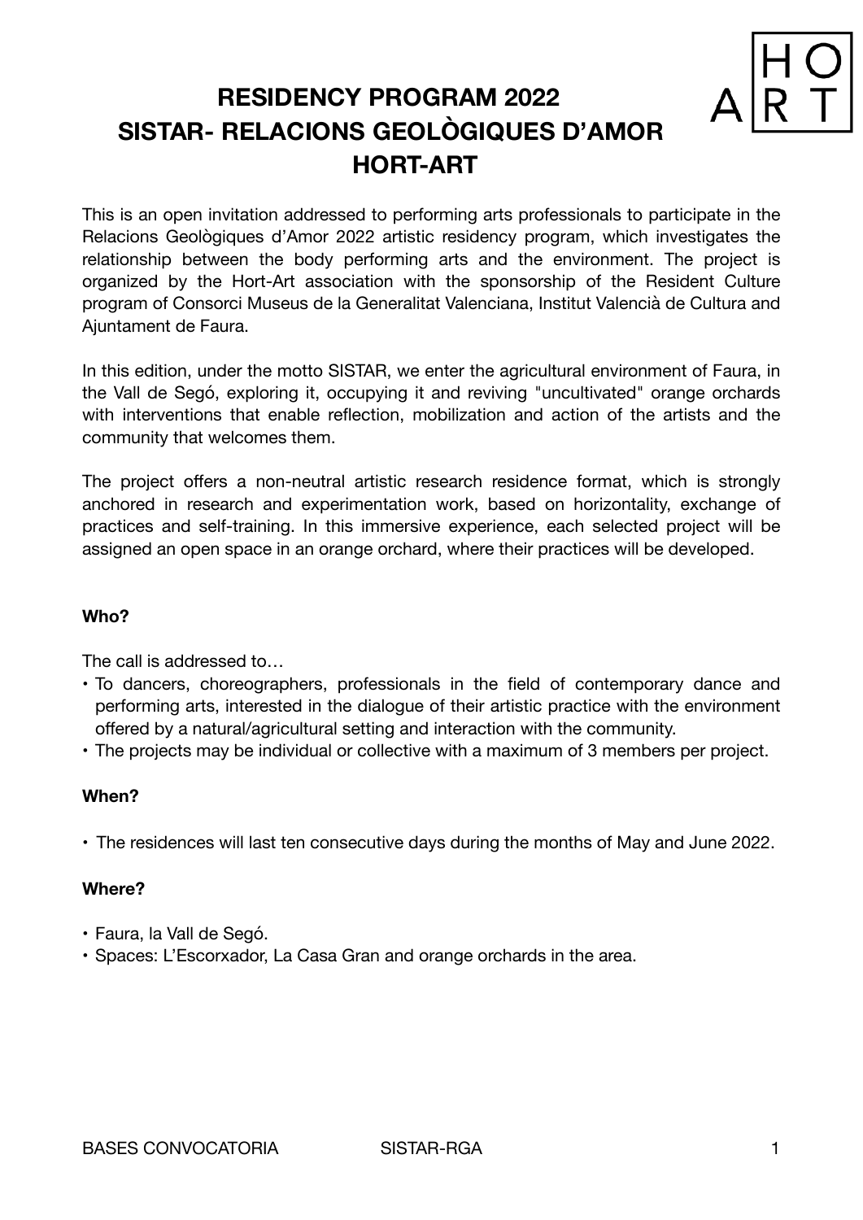# RESIDENCY PROGRAM 2022
# SISTAR- RELACIONS GEOLÒGIQUES D'AMOR
# HORT-ART

This is an open invitation addressed to performing arts professionals to participate in the Relacions Geològiques d'Amor 2022 artistic residency program, which investigates the relationship between the body performing arts and the environment. The project is organized by the Hort-Art association with the sponsorship of the Resident Culture program of Consorci Museus de la Generalitat Valenciana, Institut Valencià de Cultura and Ajuntament de Faura.

In this edition, under the motto SISTAR, we enter the agricultural environment of Faura, in the Vall de Segó, exploring it, occupying it and reviving "uncultivated" orange orchards with interventions that enable reflection, mobilization and action of the artists and the community that welcomes them.

The project offers a non-neutral artistic research residence format, which is strongly anchored in research and experimentation work, based on horizontality, exchange of practices and self-training. In this immersive experience, each selected project will be assigned an open space in an orange orchard, where their practices will be developed.

**Who?**

The call is addressed to…

- To dancers, choreographers, professionals in the field of contemporary dance and performing arts, interested in the dialogue of their artistic practice with the environment offered by a natural/agricultural setting and interaction with the community.
- The projects may be individual or collective with a maximum of 3 members per project.

**When?**

- The residences will last ten consecutive days during the months of May and June 2022.

**Where?**

- Faura, la Vall de Segó.
- Spaces: L'Escorxador, La Casa Gran and orange orchards in the area.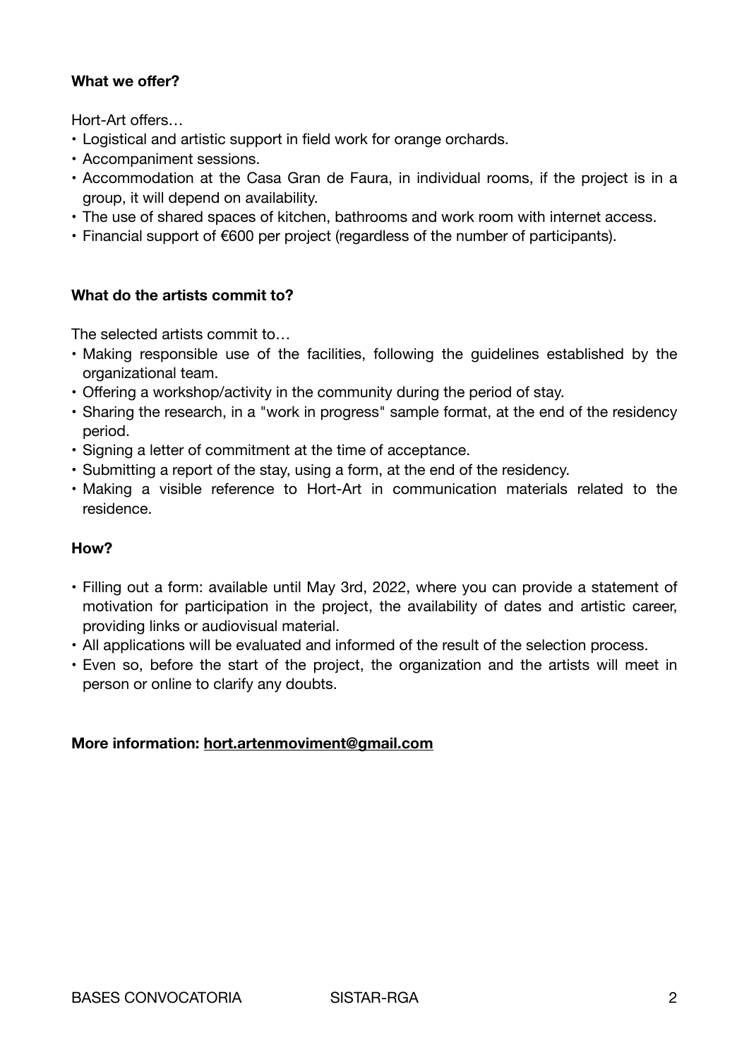**What we offer?**

Hort-Art offers…

- Logistical and artistic support in field work for orange orchards.
- Accompaniment sessions.
- Accommodation at the Casa Gran de Faura, in individual rooms, if the project is in a group, it will depend on availability.
- The use of shared spaces of kitchen, bathrooms and work room with internet access.
- Financial support of €600 per project (regardless of the number of participants).

**What do the artists commit to?**

The selected artists commit to…

- Making responsible use of the facilities, following the guidelines established by the organizational team.
- Offering a workshop/activity in the community during the period of stay.
- Sharing the research, in a "work in progress" sample format, at the end of the residency period.
- Signing a letter of commitment at the time of acceptance.
- Submitting a report of the stay, using a form, at the end of the residency.
- Making a visible reference to Hort-Art in communication materials related to the residence.

**How?**

- Filling out a form: available until May 3rd, 2022, where you can provide a statement of motivation for participation in the project, the availability of dates and artistic career, providing links or audiovisual material.
- All applications will be evaluated and informed of the result of the selection process.
- Even so, before the start of the project, the organization and the artists will meet in person or online to clarify any doubts.

**More information: hort.artenmoviment@gmail.com**